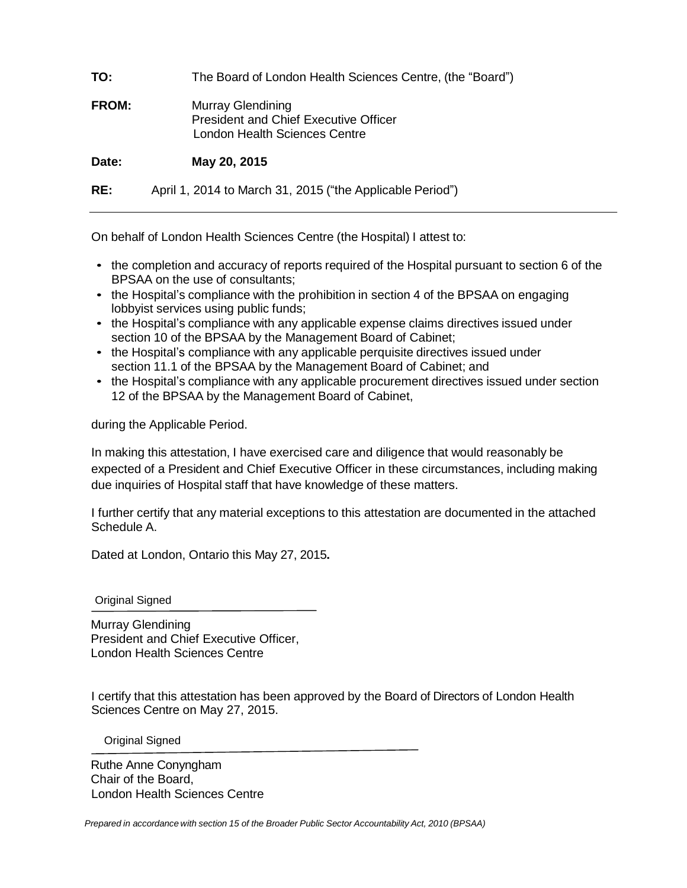**TO:** The Board of London Health Sciences Centre, (the "Board")

**FROM:** Murray Glendining
President and Chief Executive Officer
London Health Sciences Centre

**Date:** **May 20, 2015**

**RE:** April 1, 2014 to March 31, 2015 ("the Applicable Period")

---

On behalf of London Health Sciences Centre (the Hospital) I attest to:

- the completion and accuracy of reports required of the Hospital pursuant to section 6 of the BPSAA on the use of consultants;
- the Hospital's compliance with the prohibition in section 4 of the BPSAA on engaging lobbyist services using public funds;
- the Hospital's compliance with any applicable expense claims directives issued under section 10 of the BPSAA by the Management Board of Cabinet;
- the Hospital's compliance with any applicable perquisite directives issued under section 11.1 of the BPSAA by the Management Board of Cabinet; and
- the Hospital's compliance with any applicable procurement directives issued under section 12 of the BPSAA by the Management Board of Cabinet,

during the Applicable Period.

In making this attestation, I have exercised care and diligence that would reasonably be expected of a President and Chief Executive Officer in these circumstances, including making due inquiries of Hospital staff that have knowledge of these matters.

I further certify that any material exceptions to this attestation are documented in the attached Schedule A.

Dated at London, Ontario this May 27, 2015**.**

Original Signed

Murray Glendining
President and Chief Executive Officer,
London Health Sciences Centre

I certify that this attestation has been approved by the Board of Directors of London Health Sciences Centre on May 27, 2015.

Original Signed

Ruthe Anne Conyngham
Chair of the Board,
London Health Sciences Centre

*Prepared in accordance with section 15 of the Broader Public Sector Accountability Act, 2010 (BPSAA)*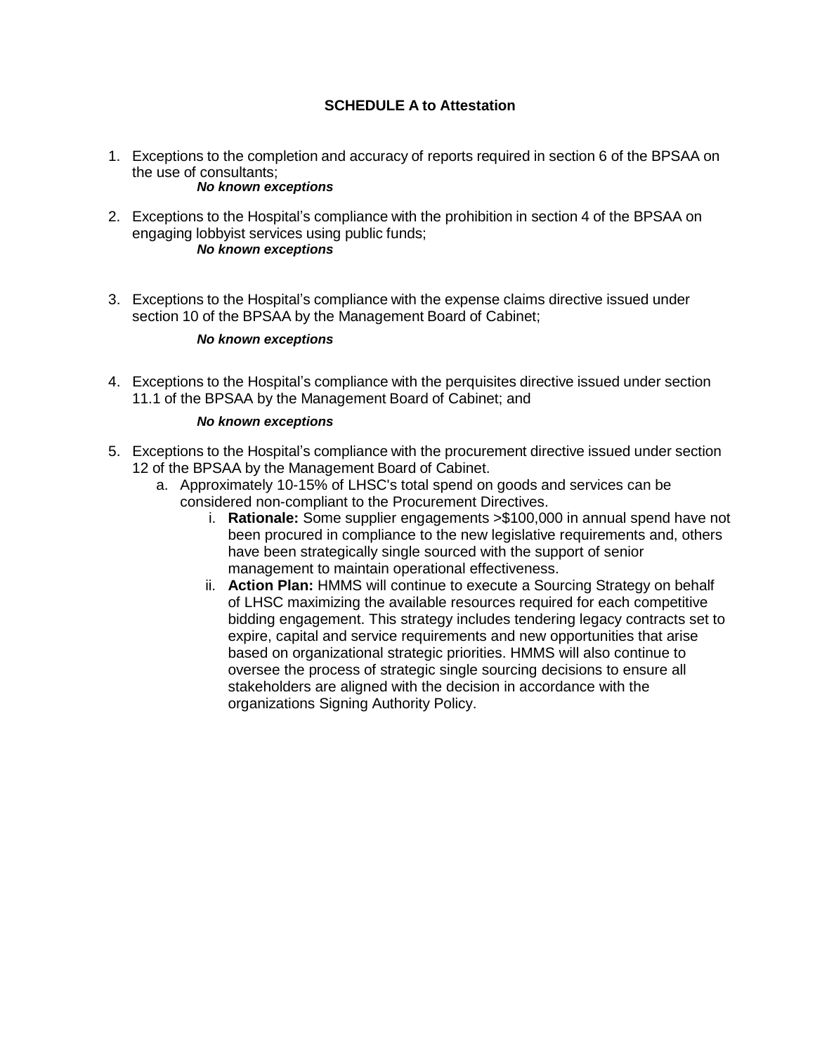**SCHEDULE A to Attestation**

1. Exceptions to the completion and accuracy of reports required in section 6 of the BPSAA on the use of consultants;

   ***No known exceptions***

2. Exceptions to the Hospital's compliance with the prohibition in section 4 of the BPSAA on engaging lobbyist services using public funds;

   ***No known exceptions***

3. Exceptions to the Hospital's compliance with the expense claims directive issued under section 10 of the BPSAA by the Management Board of Cabinet;

   ***No known exceptions***

4. Exceptions to the Hospital's compliance with the perquisites directive issued under section 11.1 of the BPSAA by the Management Board of Cabinet; and

   ***No known exceptions***

5. Exceptions to the Hospital's compliance with the procurement directive issued under section 12 of the BPSAA by the Management Board of Cabinet.
   a. Approximately 10-15% of LHSC's total spend on goods and services can be considered non-compliant to the Procurement Directives.
      i. **Rationale:** Some supplier engagements >$100,000 in annual spend have not been procured in compliance to the new legislative requirements and, others have been strategically single sourced with the support of senior management to maintain operational effectiveness.
      ii. **Action Plan:** HMMS will continue to execute a Sourcing Strategy on behalf of LHSC maximizing the available resources required for each competitive bidding engagement. This strategy includes tendering legacy contracts set to expire, capital and service requirements and new opportunities that arise based on organizational strategic priorities. HMMS will also continue to oversee the process of strategic single sourcing decisions to ensure all stakeholders are aligned with the decision in accordance with the organizations Signing Authority Policy.